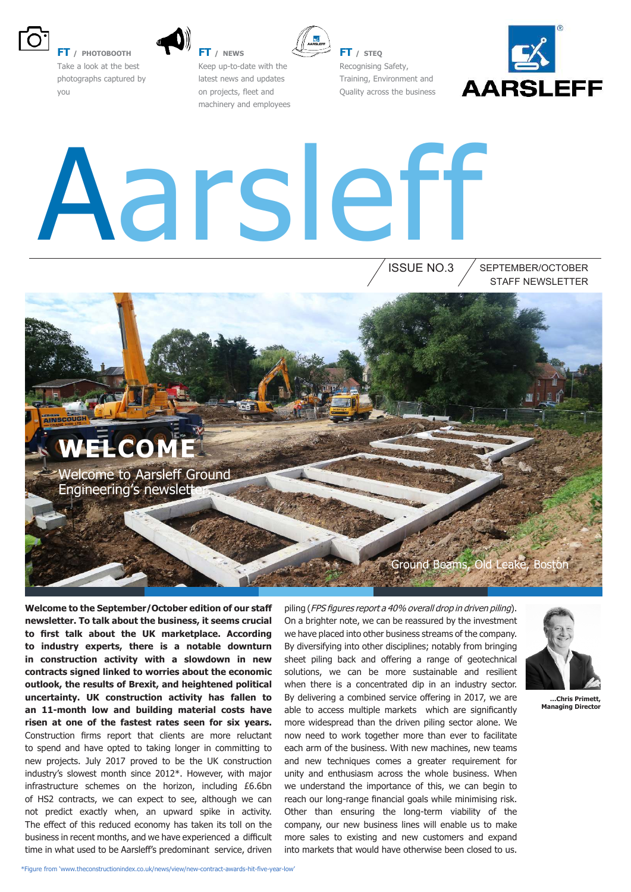**FT** / PHOTOBOOTH

Take a look at the best photographs captured by you

**FT** / NEWS

Keep up-to-date with the latest news and updates on projects, fleet and machinery and employees

**FT** / STEQ

Recognising Safety, Training, Environment and Quality across the business

AARSLEFF

# Aarsleff

ISSUE NO.3 / SEPTEMBER/OCTOBER STAFF NEWSLETTER

## WELCOME

Welcome to Aarsleff Ground Engineering's newsletter

Ground Beams, Old Leake, Boston

**Welcome to the September/October edition of our staff newsletter. To talk about the business, it seems crucial to first talk about the UK marketplace. According to industry experts, there is a notable downturn in construction activity with a slowdown in new contracts signed linked to worries about the economic outlook, the results of Brexit, and heightened political uncertainty. UK construction activity has fallen to an 11-month low and building material costs have risen at one of the fastest rates seen for six years.** Construction firms report that clients are more reluctant to spend and have opted to taking longer in committing to new projects. July 2017 proved to be the UK construction industry's slowest month since 2012*. However, with major infrastructure schemes on the horizon, including £6.6bn of HS2 contracts, we can expect to see, although we can not predict exactly when, an upward spike in activity. The effect of this reduced economy has taken its toll on the business in recent months, and we have experienced a difficult time in what used to be Aarsleff's predominant service, driven piling (*FPS figures report a 40% overall drop in driven piling*). On a brighter note, we can be reassured by the investment we have placed into other business streams of the company. By diversifying into other disciplines; notably from bringing sheet piling back and offering a range of geotechnical solutions, we can be more sustainable and resilient when there is a concentrated dip in an industry sector. By delivering a combined service offering in 2017, we are able to access multiple markets which are significantly more widespread than the driven piling sector alone. We now need to work together more than ever to facilitate each arm of the business. With new machines, new teams and new techniques comes a greater requirement for unity and enthusiasm across the whole business. When we understand the importance of this, we can begin to reach our long-range financial goals while minimising risk. Other than ensuring the long-term viability of the company, our new business lines will enable us to make more sales to existing and new customers and expand into markets that would have otherwise been closed to us.

**...Chris Primett, Managing Director**

*Figure from 'www.theconstructionindex.co.uk/news/view/new-contract-awards-hit-five-year-low'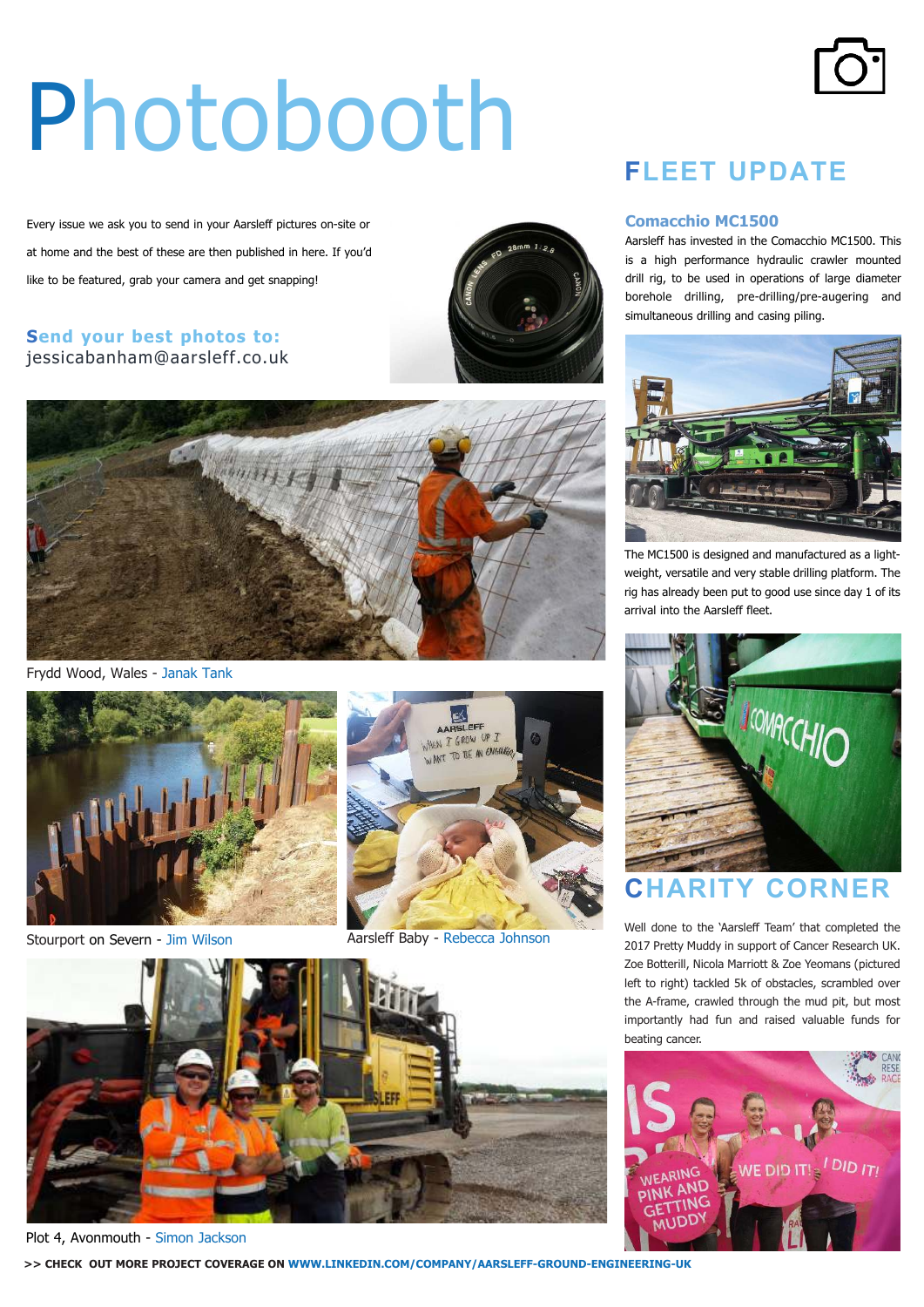# Photobooth

Every issue we ask you to send in your Aarsleff pictures on-site or at home and the best of these are then published in here. If you'd like to be featured, grab your camera and get snapping!

**Send your best photos to:**
jessicabanham@aarsleff.co.uk

Frydd Wood, Wales - Janak Tank

Stourport on Severn - Jim Wilson

Aarsleff Baby - Rebecca Johnson

Plot 4, Avonmouth - Simon Jackson

## FLEET UPDATE

### Comacchio MC1500

Aarsleff has invested in the Comacchio MC1500. This is a high performance hydraulic crawler mounted drill rig, to be used in operations of large diameter borehole drilling, pre-drilling/pre-augering and simultaneous drilling and casing piling.

The MC1500 is designed and manufactured as a light-weight, versatile and very stable drilling platform. The rig has already been put to good use since day 1 of its arrival into the Aarsleff fleet.

## CHARITY CORNER

Well done to the 'Aarsleff Team' that completed the 2017 Pretty Muddy in support of Cancer Research UK. Zoe Botterill, Nicola Marriott & Zoe Yeomans (pictured left to right) tackled 5k of obstacles, scrambled over the A-frame, crawled through the mud pit, but most importantly had fun and raised valuable funds for beating cancer.

**>> CHECK OUT MORE PROJECT COVERAGE ON WWW.LINKEDIN.COM/COMPANY/AARSLEFF-GROUND-ENGINEERING-UK**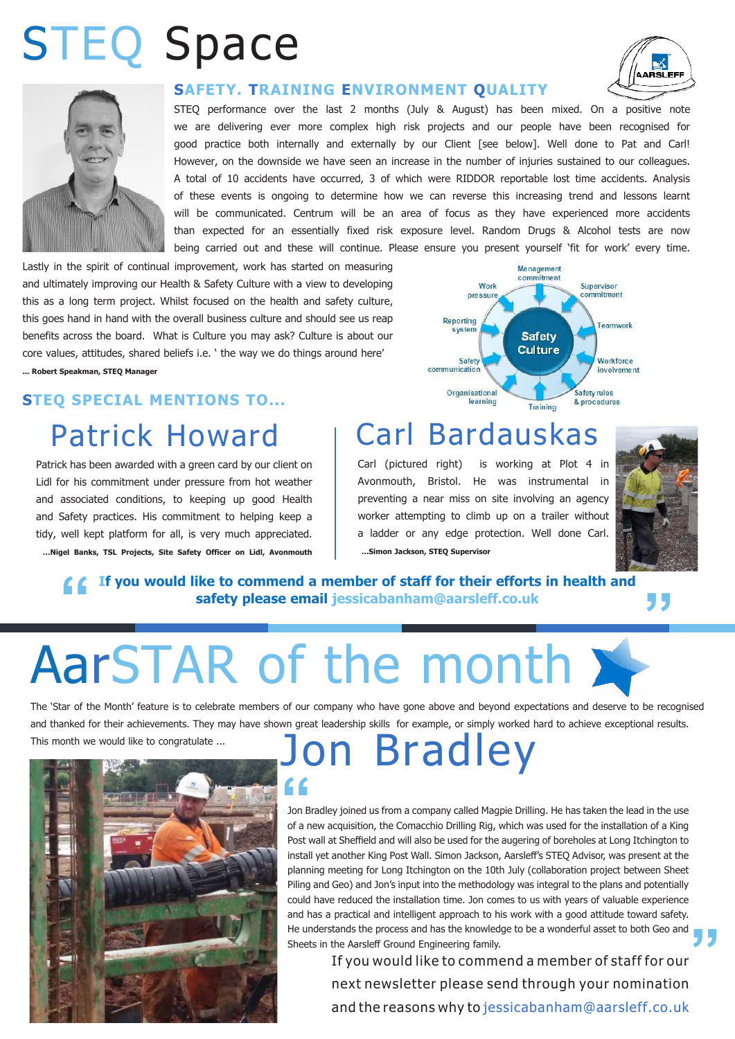# STEQ Space

## SAFETY. TRAINING ENVIRONMENT QUALITY

STEQ performance over the last 2 months (July & August) has been mixed. On a positive note we are delivering ever more complex high risk projects and our people have been recognised for good practice both internally and externally by our Client [see below]. Well done to Pat and Carl! However, on the downside we have seen an increase in the number of injuries sustained to our colleagues. A total of 10 accidents have occurred, 3 of which were RIDDOR reportable lost time accidents. Analysis of these events is ongoing to determine how we can reverse this increasing trend and lessons learnt will be communicated. Centrum will be an area of focus as they have experienced more accidents than expected for an essentially fixed risk exposure level. Random Drugs & Alcohol tests are now being carried out and these will continue. Please ensure you present yourself 'fit for work' every time.

Lastly in the spirit of continual improvement, work has started on measuring and ultimately improving our Health & Safety Culture with a view to developing this as a long term project. Whilst focused on the health and safety culture, this goes hand in hand with the overall business culture and should see us reap benefits across the board. What is Culture you may ask? Culture is about our core values, attitudes, shared beliefs i.e. ' the way we do things around here'

**... Robert Speakman, STEQ Manager**

Safety Culture: Management commitment, Supervisor commitment, Teamwork, Workforce involvement, Safety rules & procedures, Training, Organisational learning, Safety communication, Reporting system, Work pressure

## STEQ SPECIAL MENTIONS TO...

### Patrick Howard

Patrick has been awarded with a green card by our client on Lidl for his commitment under pressure from hot weather and associated conditions, to keeping up good Health and Safety practices. His commitment to helping keep a tidy, well kept platform for all, is very much appreciated.

**...Nigel Banks, TSL Projects, Site Safety Officer on Lidl, Avonmouth**

### Carl Bardauskas

Carl (pictured right) is working at Plot 4 in Avonmouth, Bristol. He was instrumental in preventing a near miss on site involving an agency worker attempting to climb up on a trailer without a ladder or any edge protection. Well done Carl.

**...Simon Jackson, STEQ Supervisor**

**"If you would like to commend a member of staff for their efforts in health and safety please email jessicabanham@aarsleff.co.uk"**

# AarSTAR of the month

The 'Star of the Month' feature is to celebrate members of our company who have gone above and beyond expectations and deserve to be recognised and thanked for their achievements. They may have shown great leadership skills for example, or simply worked hard to achieve exceptional results.

This month we would like to congratulate ...

## Jon Bradley

"Jon Bradley joined us from a company called Magpie Drilling. He has taken the lead in the use of a new acquisition, the Comacchio Drilling Rig, which was used for the installation of a King Post wall at Sheffield and will also be used for the augering of boreholes at Long Itchington to install yet another King Post Wall. Simon Jackson, Aarsleff's STEQ Advisor, was present at the planning meeting for Long Itchington on the 10th July (collaboration project between Sheet Piling and Geo) and Jon's input into the methodology was integral to the plans and potentially could have reduced the installation time. Jon comes to us with years of valuable experience and has a practical and intelligent approach to his work with a good attitude toward safety. He understands the process and has the knowledge to be a wonderful asset to both Geo and Sheets in the Aarsleff Ground Engineering family."

If you would like to commend a member of staff for our next newsletter please send through your nomination and the reasons why to jessicabanham@aarsleff.co.uk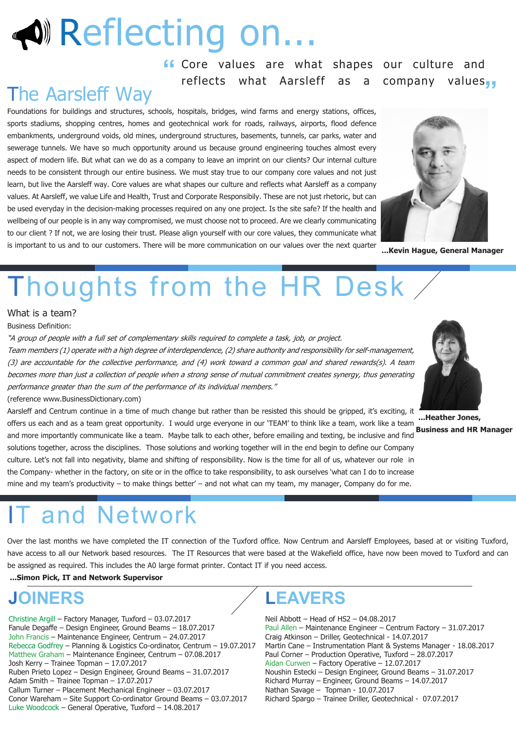# Reflecting on...

> "Core values are what shapes our culture and reflects what Aarsleff as a company values"

## The Aarsleff Way

Foundations for buildings and structures, schools, hospitals, bridges, wind farms and energy stations, offices, sports stadiums, shopping centres, homes and geotechnical work for roads, railways, airports, flood defence embankments, underground voids, old mines, underground structures, basements, tunnels, car parks, water and sewerage tunnels. We have so much opportunity around us because ground engineering touches almost every aspect of modern life. But what can we do as a company to leave an imprint on our clients? Our internal culture needs to be consistent through our entire business. We must stay true to our company core values and not just learn, but live the Aarsleff way. Core values are what shapes our culture and reflects what Aarsleff as a company values. At Aarsleff, we value Life and Health, Trust and Corporate Responsibily. These are not just rhetoric, but can be used everyday in the decision-making processes required on any one project. Is the site safe? If the health and wellbeing of our people is in any way compromised, we must choose not to proceed. Are we clearly communicating to our client ? If not, we are losing their trust. Please align yourself with our core values, they communicate what is important to us and to our customers. There will be more communication on our values over the next quarter

**...Kevin Hague, General Manager**

# Thoughts from the HR Desk

What is a team?

Business Definition:

*"A group of people with a full set of complementary skills required to complete a task, job, or project.*
*Team members (1) operate with a high degree of interdependence, (2) share authority and responsibility for self-management, (3) are accountable for the collective performance, and (4) work toward a common goal and shared rewards(s). A team becomes more than just a collection of people when a strong sense of mutual commitment creates synergy, thus generating performance greater than the sum of the performance of its individual members."*

(reference www.BusinessDictionary.com)

Aarsleff and Centrum continue in a time of much change but rather than be resisted this should be gripped, it's exciting, it offers us each and as a team great opportunity. I would urge everyone in our 'TEAM' to think like a team, work like a team and more importantly communicate like a team. Maybe talk to each other, before emailing and texting, be inclusive and find solutions together, across the disciplines. Those solutions and working together will in the end begin to define our Company culture. Let's not fall into negativity, blame and shifting of responsibility. Now is the time for all of us, whatever our role in the Company- whether in the factory, on site or in the office to take responsibility, to ask ourselves 'what can I do to increase mine and my team's productivity – to make things better' – and not what can my team, my manager, Company do for me.

**...Heather Jones, Business and HR Manager**

# IT and Network

Over the last months we have completed the IT connection of the Tuxford office. Now Centrum and Aarsleff Employees, based at or visiting Tuxford, have access to all our Network based resources. The IT Resources that were based at the Wakefield office, have now been moved to Tuxford and can be assigned as required. This includes the A0 large format printer. Contact IT if you need access.

**...Simon Pick, IT and Network Supervisor**

## JOINERS

- Christine Argill – Factory Manager, Tuxford – 03.07.2017
- Fanule Degaffe – Design Engineer, Ground Beams – 18.07.2017
- John Francis – Maintenance Engineer, Centrum – 24.07.2017
- Rebecca Godfrey – Planning & Logistics Co-ordinator, Centrum – 19.07.2017
- Matthew Graham – Maintenance Engineer, Centrum – 07.08.2017
- Josh Kerry – Trainee Topman – 17.07.2017
- Ruben Prieto Lopez – Design Engineer, Ground Beams – 31.07.2017
- Adam Smith – Trainee Topman – 17.07.2017
- Callum Turner – Placement Mechanical Engineer – 03.07.2017
- Conor Wareham – Site Support Co-ordinator Ground Beams – 03.07.2017
- Luke Woodcock – General Operative, Tuxford – 14.08.2017

## LEAVERS

- Neil Abbott – Head of HS2 – 04.08.2017
- Paul Allen – Maintenance Engineer – Centrum Factory – 31.07.2017
- Craig Atkinson – Driller, Geotechnical - 14.07.2017
- Martin Cane – Instrumentation Plant & Systems Manager - 18.08.2017
- Paul Corner – Production Operative, Tuxford – 28.07.2017
- Aidan Curwen – Factory Operative – 12.07.2017
- Noushin Estecki – Design Engineer, Ground Beams – 31.07.2017
- Richard Murray – Engineer, Ground Beams – 14.07.2017
- Nathan Savage – Topman - 10.07.2017
- Richard Spargo – Trainee Driller, Geotechnical - 07.07.2017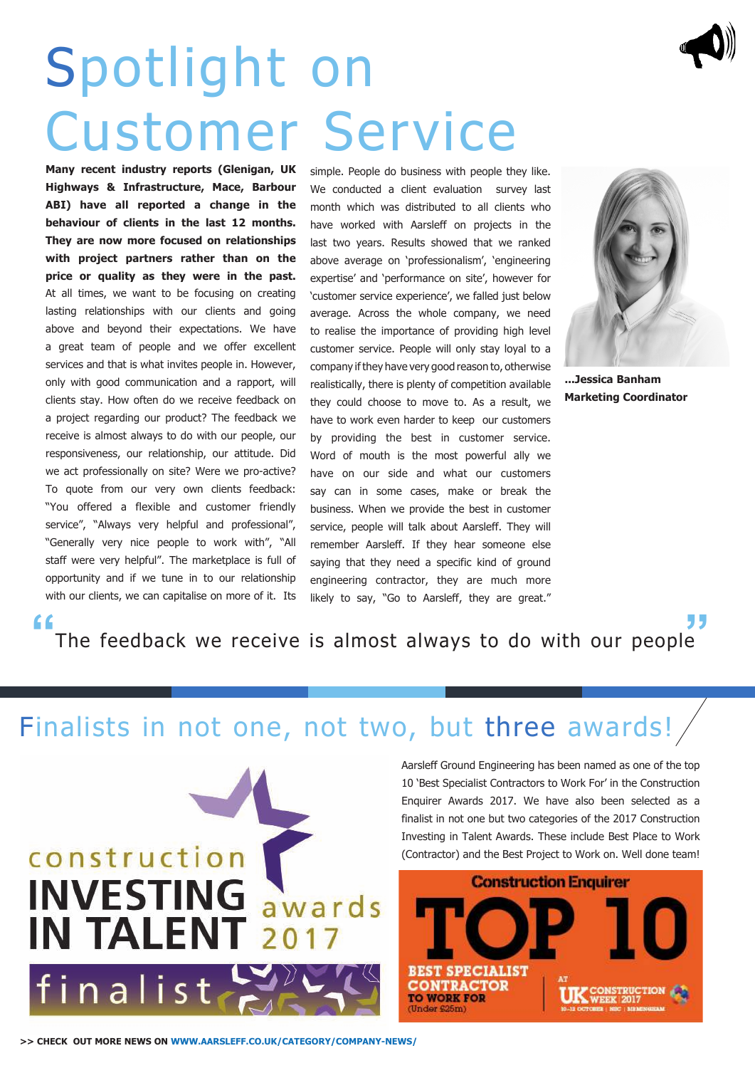# Spotlight on Customer Service

**Many recent industry reports (Glenigan, UK Highways & Infrastructure, Mace, Barbour ABI) have all reported a change in the behaviour of clients in the last 12 months. They are now more focused on relationships with project partners rather than on the price or quality as they were in the past.** At all times, we want to be focusing on creating lasting relationships with our clients and going above and beyond their expectations. We have a great team of people and we offer excellent services and that is what invites people in. However, only with good communication and a rapport, will clients stay. How often do we receive feedback on a project regarding our product? The feedback we receive is almost always to do with our people, our responsiveness, our relationship, our attitude. Did we act professionally on site? Were we pro-active? To quote from our very own clients feedback: "You offered a flexible and customer friendly service", "Always very helpful and professional", "Generally very nice people to work with", "All staff were very helpful". The marketplace is full of opportunity and if we tune in to our relationship with our clients, we can capitalise on more of it. Its simple. People do business with people they like. We conducted a client evaluation survey last month which was distributed to all clients who have worked with Aarsleff on projects in the last two years. Results showed that we ranked above average on 'professionalism', 'engineering expertise' and 'performance on site', however for 'customer service experience', we falled just below average. Across the whole company, we need to realise the importance of providing high level customer service. People will only stay loyal to a company if they have very good reason to, otherwise realistically, there is plenty of competition available they could choose to move to. As a result, we have to work even harder to keep our customers by providing the best in customer service. Word of mouth is the most powerful ally we have on our side and what our customers say can in some cases, make or break the business. When we provide the best in customer service, people will talk about Aarsleff. They will remember Aarsleff. If they hear someone else saying that they need a specific kind of ground engineering contractor, they are much more likely to say, "Go to Aarsleff, they are great."

**...Jessica Banham**
**Marketing Coordinator**

> "The feedback we receive is almost always to do with our people"

## Finalists in not one, not two, but three awards!

Aarsleff Ground Engineering has been named as one of the top 10 'Best Specialist Contractors to Work For' in the Construction Enquirer Awards 2017. We have also been selected as a finalist in not one but two categories of the 2017 Construction Investing in Talent Awards. These include Best Place to Work (Contractor) and the Best Project to Work on. Well done team!

construction INVESTING IN TALENT awards 2017 finalist

Construction Enquirer TOP 10 BEST SPECIALIST CONTRACTOR TO WORK FOR (Under £25m) AT UK CONSTRUCTION WEEK 2017 10-12 OCTOBER | NEC | BIRMINGHAM

**>> CHECK OUT MORE NEWS ON WWW.AARSLEFF.CO.UK/CATEGORY/COMPANY-NEWS/**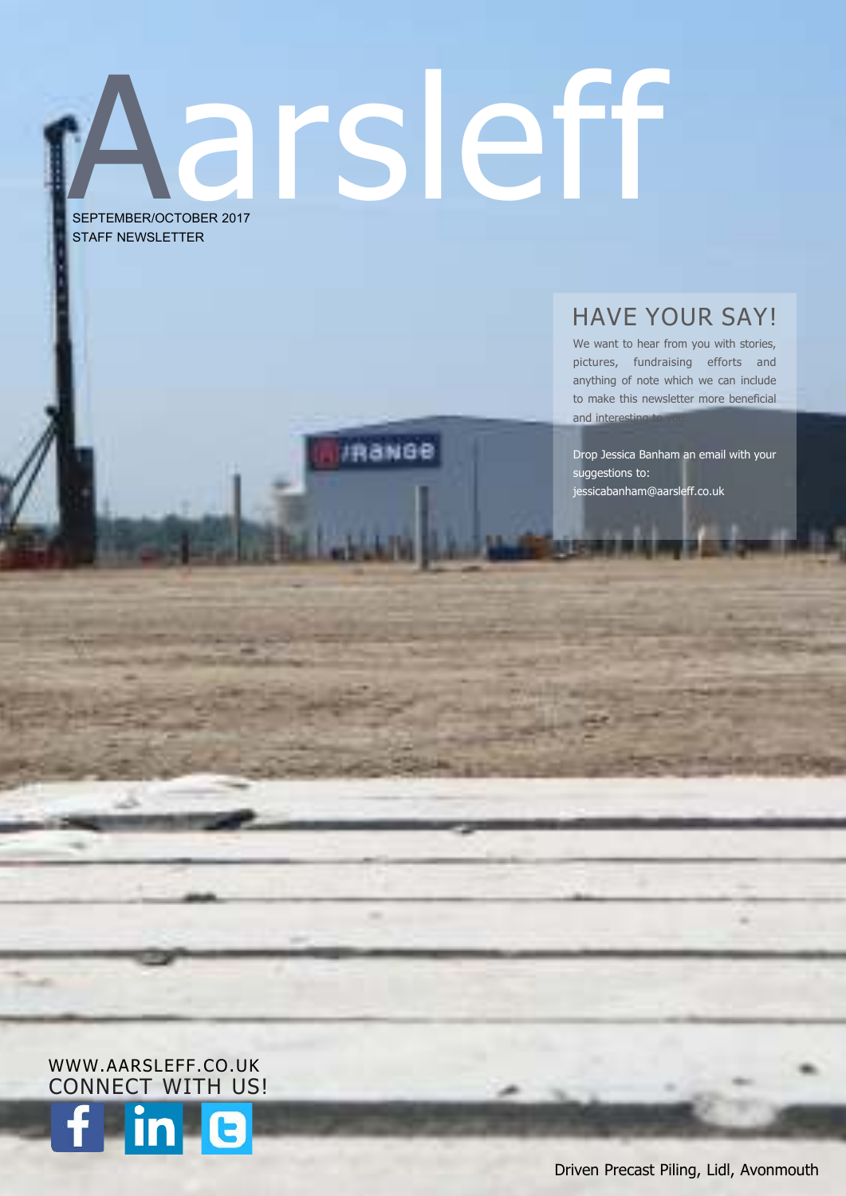# Aarsleff

SEPTEMBER/OCTOBER 2017
STAFF NEWSLETTER

## HAVE YOUR SAY!

We want to hear from you with stories, pictures, fundraising efforts and anything of note which we can include to make this newsletter more beneficial and interesting to you.

Drop Jessica Banham an email with your suggestions to:
jessicabanham@aarsleff.co.uk

WWW.AARSLEFF.CO.UK
CONNECT WITH US!

Driven Precast Piling, Lidl, Avonmouth